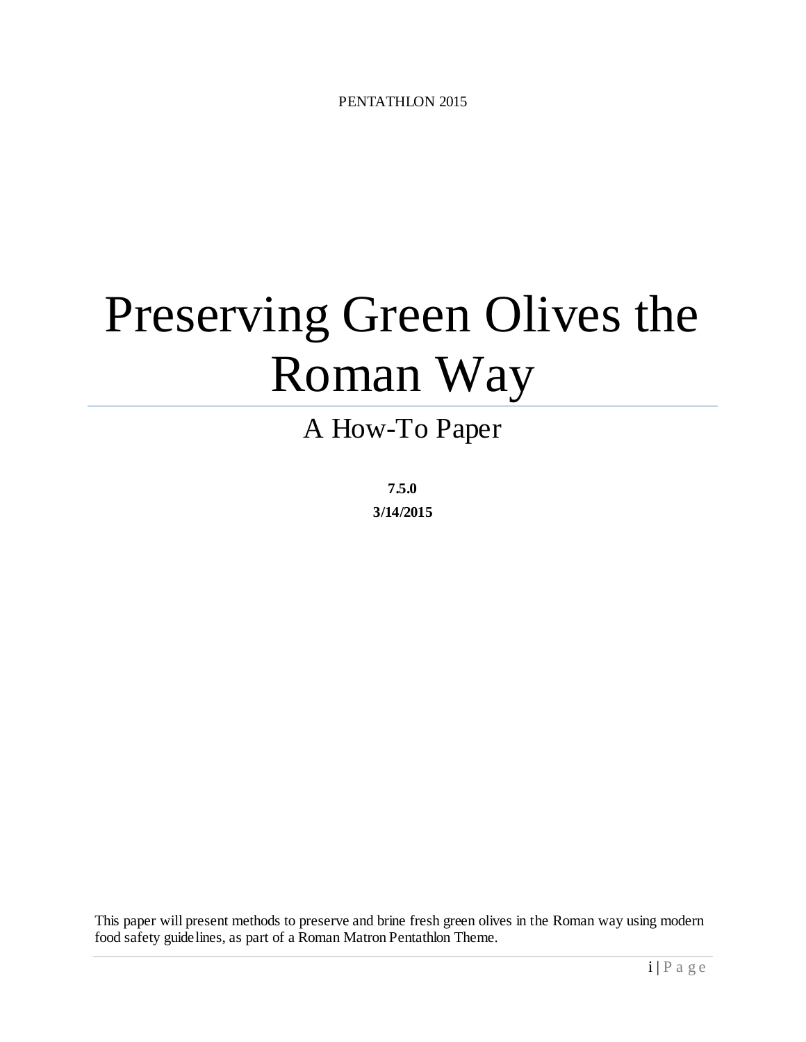PENTATHLON 2015

# Preserving Green Olives the Roman Way

## A How-To Paper

**7.5.0**

**3/14/2015**

This paper will present methods to preserve and brine fresh green olives in the Roman way using modern food safety guidelines, as part of a Roman Matron Pentathlon Theme.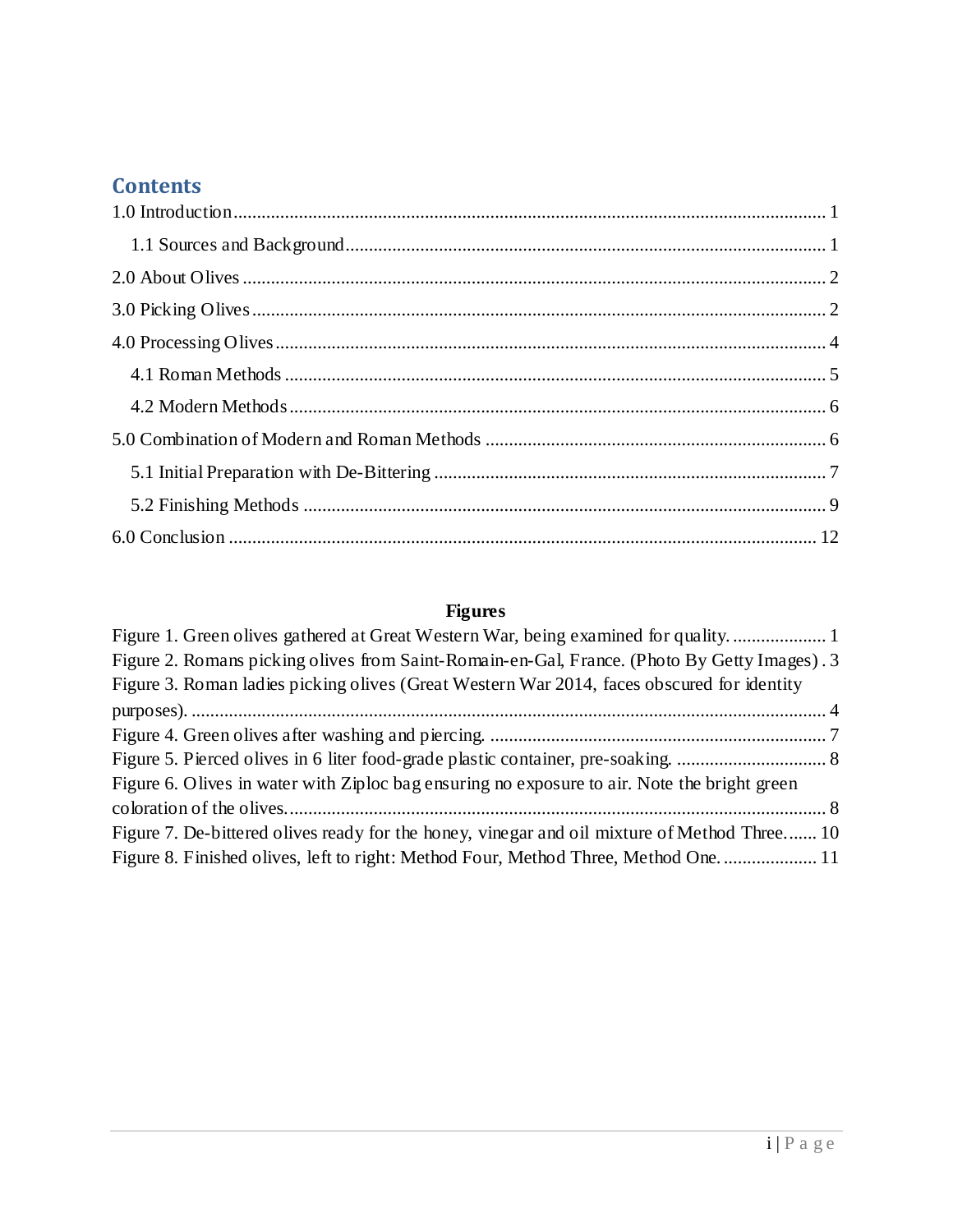## Contents

1.0 Introduction ............................................................................................................................. 1

- 1.1 Sources and Background ........................................................................................................ 1

2.0 About Olives ............................................................................................................................ 2

3.0 Picking Olives .......................................................................................................................... 2

4.0 Processing Olives ..................................................................................................................... 4

- 4.1 Roman Methods .................................................................................................................... 5
- 4.2 Modern Methods ................................................................................................................... 6

5.0 Combination of Modern and Roman Methods ......................................................................... 6

- 5.1 Initial Preparation with De-Bittering .................................................................................... 7
- 5.2 Finishing Methods ................................................................................................................ 9

6.0 Conclusion ............................................................................................................................. 12

**Figures**

Figure 1. Green olives gathered at Great Western War, being examined for quality. .................... 1

Figure 2. Romans picking olives from Saint-Romain-en-Gal, France. (Photo By Getty Images) . 3

Figure 3. Roman ladies picking olives (Great Western War 2014, faces obscured for identity purposes). ........................................................................................................................................ 4

Figure 4. Green olives after washing and piercing. ........................................................................ 7

Figure 5. Pierced olives in 6 liter food-grade plastic container, pre-soaking. ................................ 8

Figure 6. Olives in water with Ziploc bag ensuring no exposure to air. Note the bright green coloration of the olives. ................................................................................................................... 8

Figure 7. De-bittered olives ready for the honey, vinegar and oil mixture of Method Three. ...... 10

Figure 8. Finished olives, left to right: Method Four, Method Three, Method One. .................... 11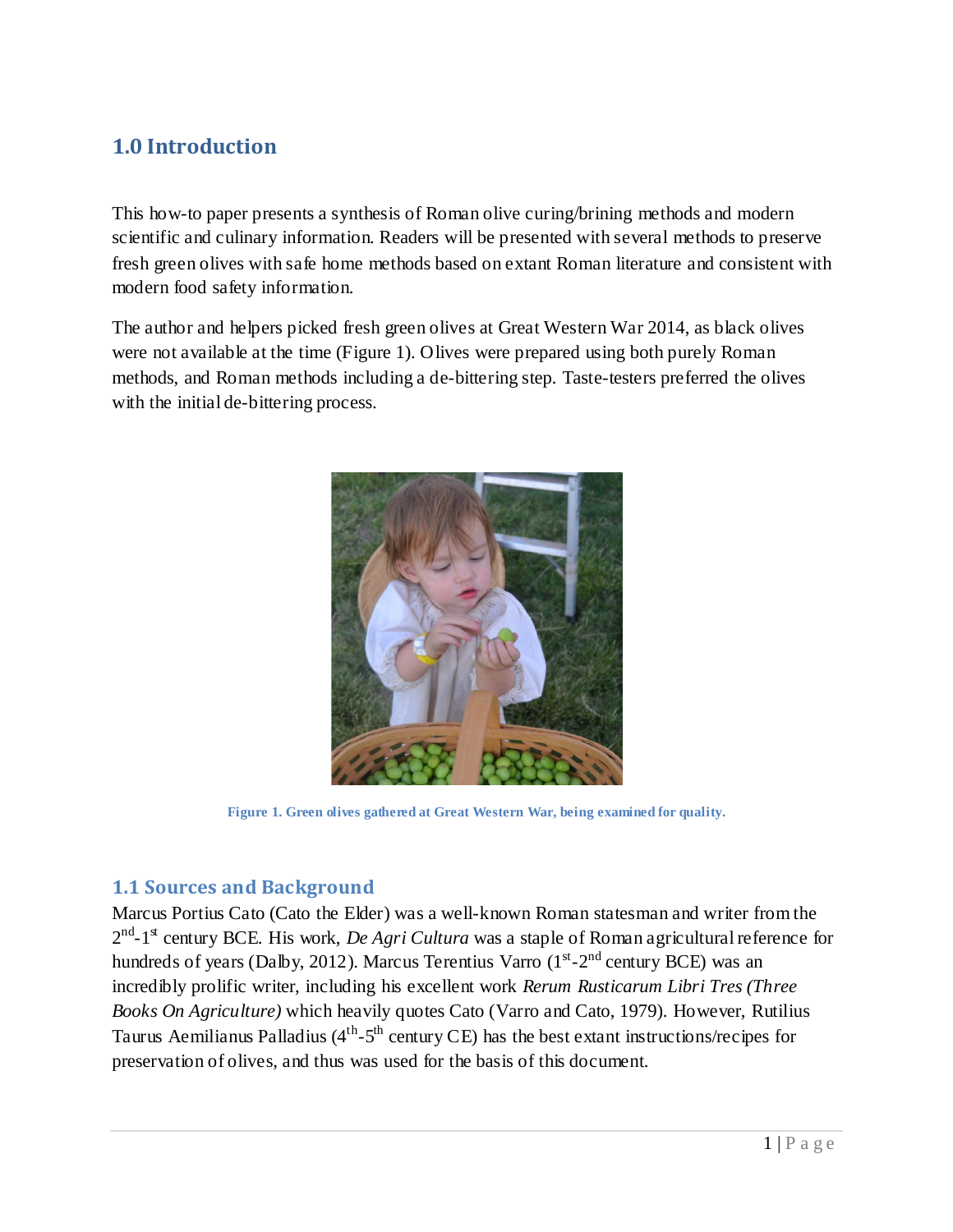## 1.0 Introduction

This how-to paper presents a synthesis of Roman olive curing/brining methods and modern scientific and culinary information. Readers will be presented with several methods to preserve fresh green olives with safe home methods based on extant Roman literature and consistent with modern food safety information.

The author and helpers picked fresh green olives at Great Western War 2014, as black olives were not available at the time (Figure 1). Olives were prepared using both purely Roman methods, and Roman methods including a de-bittering step. Taste-testers preferred the olives with the initial de-bittering process.

**Figure 1. Green olives gathered at Great Western War, being examined for quality.**

### 1.1 Sources and Background

Marcus Portius Cato (Cato the Elder) was a well-known Roman statesman and writer from the 2nd-1st century BCE. His work, *De Agri Cultura* was a staple of Roman agricultural reference for hundreds of years (Dalby, 2012). Marcus Terentius Varro (1st-2nd century BCE) was an incredibly prolific writer, including his excellent work *Rerum Rusticarum Libri Tres (Three Books On Agriculture)* which heavily quotes Cato (Varro and Cato, 1979). However, Rutilius Taurus Aemilianus Palladius (4th-5th century CE) has the best extant instructions/recipes for preservation of olives, and thus was used for the basis of this document.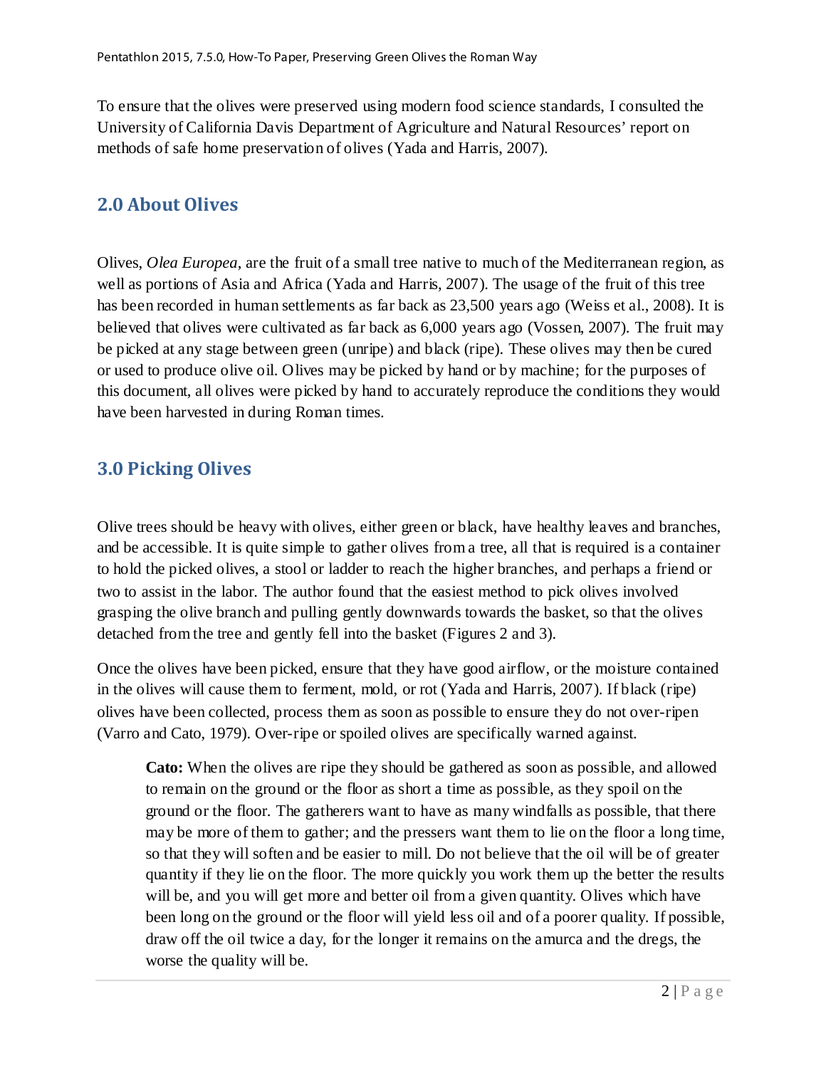To ensure that the olives were preserved using modern food science standards, I consulted the University of California Davis Department of Agriculture and Natural Resources' report on methods of safe home preservation of olives (Yada and Harris, 2007).

## 2.0 About Olives

Olives, *Olea Europea*, are the fruit of a small tree native to much of the Mediterranean region, as well as portions of Asia and Africa (Yada and Harris, 2007). The usage of the fruit of this tree has been recorded in human settlements as far back as 23,500 years ago (Weiss et al., 2008). It is believed that olives were cultivated as far back as 6,000 years ago (Vossen, 2007). The fruit may be picked at any stage between green (unripe) and black (ripe). These olives may then be cured or used to produce olive oil. Olives may be picked by hand or by machine; for the purposes of this document, all olives were picked by hand to accurately reproduce the conditions they would have been harvested in during Roman times.

## 3.0 Picking Olives

Olive trees should be heavy with olives, either green or black, have healthy leaves and branches, and be accessible. It is quite simple to gather olives from a tree, all that is required is a container to hold the picked olives, a stool or ladder to reach the higher branches, and perhaps a friend or two to assist in the labor. The author found that the easiest method to pick olives involved grasping the olive branch and pulling gently downwards towards the basket, so that the olives detached from the tree and gently fell into the basket (Figures 2 and 3).

Once the olives have been picked, ensure that they have good airflow, or the moisture contained in the olives will cause them to ferment, mold, or rot (Yada and Harris, 2007). If black (ripe) olives have been collected, process them as soon as possible to ensure they do not over-ripen (Varro and Cato, 1979). Over-ripe or spoiled olives are specifically warned against.

> **Cato:** When the olives are ripe they should be gathered as soon as possible, and allowed to remain on the ground or the floor as short a time as possible, as they spoil on the ground or the floor. The gatherers want to have as many windfalls as possible, that there may be more of them to gather; and the pressers want them to lie on the floor a long time, so that they will soften and be easier to mill. Do not believe that the oil will be of greater quantity if they lie on the floor. The more quickly you work them up the better the results will be, and you will get more and better oil from a given quantity. Olives which have been long on the ground or the floor will yield less oil and of a poorer quality. If possible, draw off the oil twice a day, for the longer it remains on the amurca and the dregs, the worse the quality will be.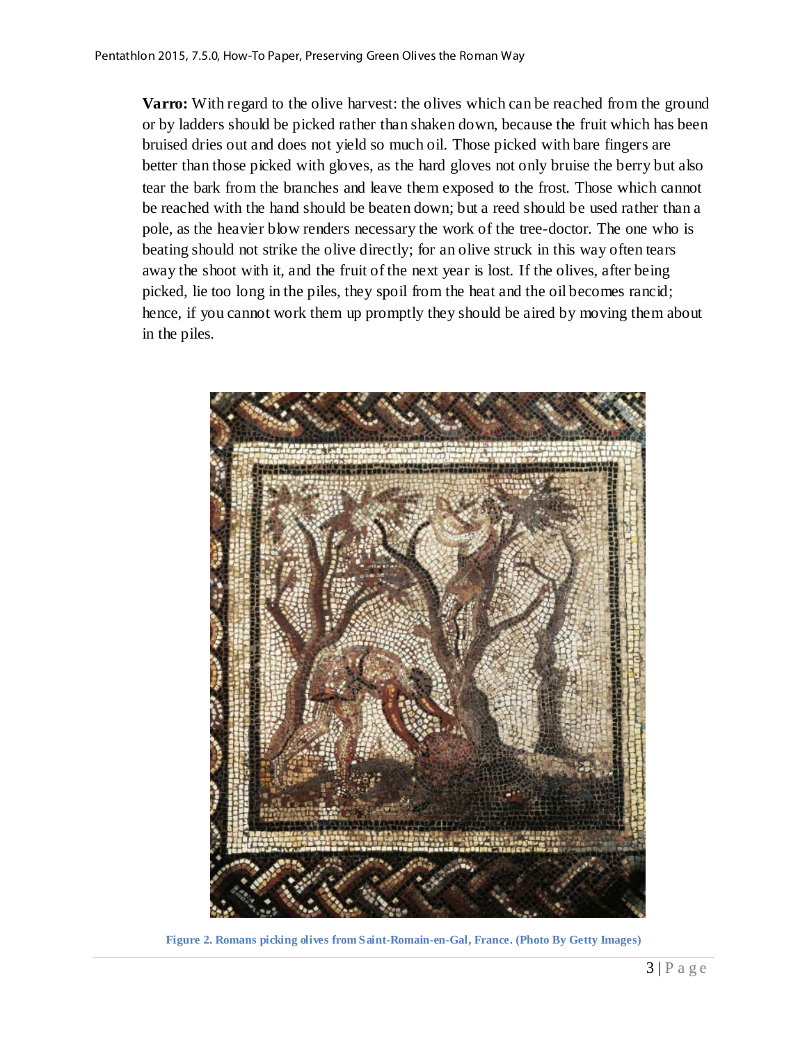**Varro:** With regard to the olive harvest: the olives which can be reached from the ground or by ladders should be picked rather than shaken down, because the fruit which has been bruised dries out and does not yield so much oil. Those picked with bare fingers are better than those picked with gloves, as the hard gloves not only bruise the berry but also tear the bark from the branches and leave them exposed to the frost. Those which cannot be reached with the hand should be beaten down; but a reed should be used rather than a pole, as the heavier blow renders necessary the work of the tree-doctor. The one who is beating should not strike the olive directly; for an olive struck in this way often tears away the shoot with it, and the fruit of the next year is lost. If the olives, after being picked, lie too long in the piles, they spoil from the heat and the oil becomes rancid; hence, if you cannot work them up promptly they should be aired by moving them about in the piles.

**Figure 2. Romans picking olives from Saint-Romain-en-Gal, France. (Photo By Getty Images)**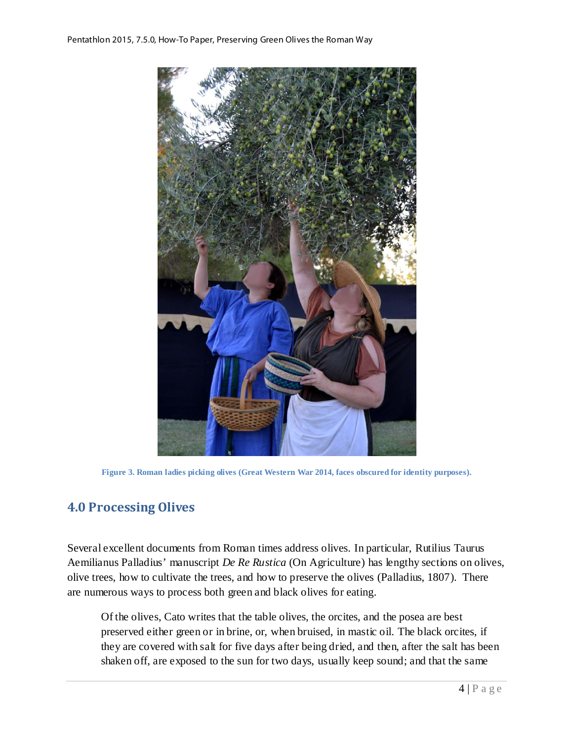Figure 3. Roman ladies picking olives (Great Western War 2014, faces obscured for identity purposes).

## 4.0 Processing Olives

Several excellent documents from Roman times address olives. In particular, Rutilius Taurus Aemilianus Palladius' manuscript *De Re Rustica* (On Agriculture) has lengthy sections on olives, olive trees, how to cultivate the trees, and how to preserve the olives (Palladius, 1807). There are numerous ways to process both green and black olives for eating.

> Of the olives, Cato writes that the table olives, the orcites, and the posea are best preserved either green or in brine, or, when bruised, in mastic oil. The black orcites, if they are covered with salt for five days after being dried, and then, after the salt has been shaken off, are exposed to the sun for two days, usually keep sound; and that the same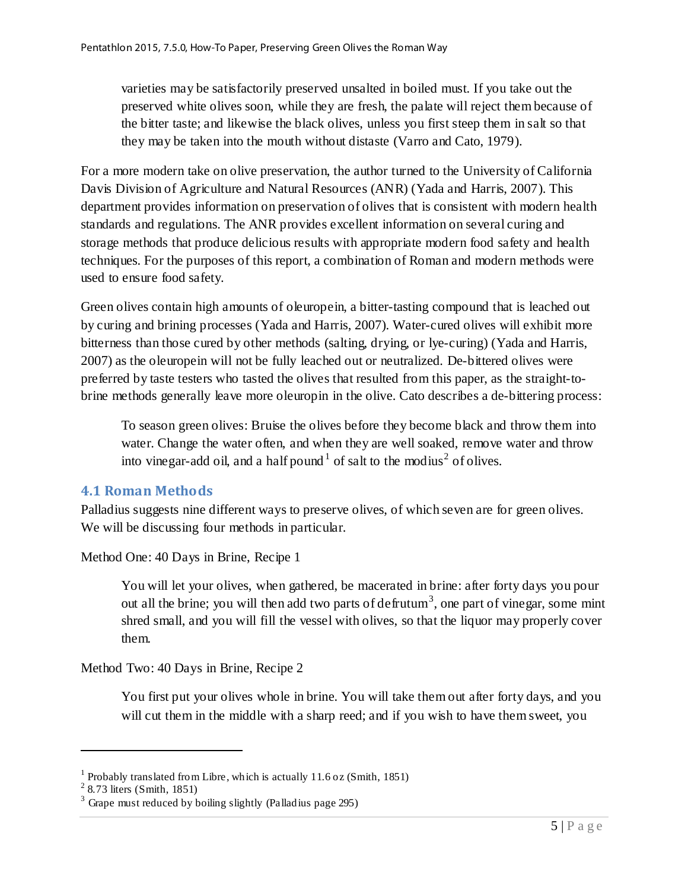> varieties may be satisfactorily preserved unsalted in boiled must. If you take out the preserved white olives soon, while they are fresh, the palate will reject them because of the bitter taste; and likewise the black olives, unless you first steep them in salt so that they may be taken into the mouth without distaste (Varro and Cato, 1979).

For a more modern take on olive preservation, the author turned to the University of California Davis Division of Agriculture and Natural Resources (ANR) (Yada and Harris, 2007). This department provides information on preservation of olives that is consistent with modern health standards and regulations. The ANR provides excellent information on several curing and storage methods that produce delicious results with appropriate modern food safety and health techniques. For the purposes of this report, a combination of Roman and modern methods were used to ensure food safety.

Green olives contain high amounts of oleuropein, a bitter-tasting compound that is leached out by curing and brining processes (Yada and Harris, 2007). Water-cured olives will exhibit more bitterness than those cured by other methods (salting, drying, or lye-curing) (Yada and Harris, 2007) as the oleuropein will not be fully leached out or neutralized. De-bittered olives were preferred by taste testers who tasted the olives that resulted from this paper, as the straight-to-brine methods generally leave more oleuropin in the olive. Cato describes a de-bittering process:

> To season green olives: Bruise the olives before they become black and throw them into water. Change the water often, and when they are well soaked, remove water and throw into vinegar-add oil, and a half pound[1] of salt to the modius[2] of olives.

### 4.1 Roman Methods

Palladius suggests nine different ways to preserve olives, of which seven are for green olives. We will be discussing four methods in particular.

Method One: 40 Days in Brine, Recipe 1

> You will let your olives, when gathered, be macerated in brine: after forty days you pour out all the brine; you will then add two parts of defrutum[3], one part of vinegar, some mint shred small, and you will fill the vessel with olives, so that the liquor may properly cover them.

Method Two: 40 Days in Brine, Recipe 2

> You first put your olives whole in brine. You will take them out after forty days, and you will cut them in the middle with a sharp reed; and if you wish to have them sweet, you

---

[1] Probably translated from Libre, which is actually 11.6 oz (Smith, 1851)

[2] 8.73 liters (Smith, 1851)

[3] Grape must reduced by boiling slightly (Palladius page 295)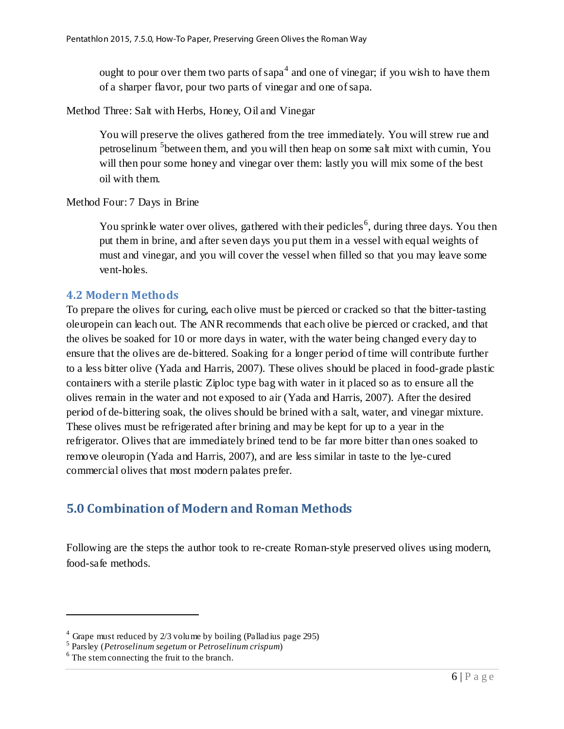> ought to pour over them two parts of sapa[4] and one of vinegar; if you wish to have them of a sharper flavor, pour two parts of vinegar and one of sapa.

Method Three: Salt with Herbs, Honey, Oil and Vinegar

> You will preserve the olives gathered from the tree immediately. You will strew rue and petroselinum [5]between them, and you will then heap on some salt mixt with cumin, You will then pour some honey and vinegar over them: lastly you will mix some of the best oil with them.

Method Four: 7 Days in Brine

> You sprinkle water over olives, gathered with their pedicles[6], during three days. You then put them in brine, and after seven days you put them in a vessel with equal weights of must and vinegar, and you will cover the vessel when filled so that you may leave some vent-holes.

### 4.2 Modern Methods

To prepare the olives for curing, each olive must be pierced or cracked so that the bitter-tasting oleuropein can leach out. The ANR recommends that each olive be pierced or cracked, and that the olives be soaked for 10 or more days in water, with the water being changed every day to ensure that the olives are de-bittered. Soaking for a longer period of time will contribute further to a less bitter olive (Yada and Harris, 2007). These olives should be placed in food-grade plastic containers with a sterile plastic Ziploc type bag with water in it placed so as to ensure all the olives remain in the water and not exposed to air (Yada and Harris, 2007). After the desired period of de-bittering soak, the olives should be brined with a salt, water, and vinegar mixture. These olives must be refrigerated after brining and may be kept for up to a year in the refrigerator. Olives that are immediately brined tend to be far more bitter than ones soaked to remove oleuropin (Yada and Harris, 2007), and are less similar in taste to the lye-cured commercial olives that most modern palates prefer.

## 5.0 Combination of Modern and Roman Methods

Following are the steps the author took to re-create Roman-style preserved olives using modern, food-safe methods.

---

[4] Grape must reduced by 2/3 volume by boiling (Palladius page 295)

[5] Parsley (*Petroselinum segetum* or *Petroselinum crispum*)

[6] The stem connecting the fruit to the branch.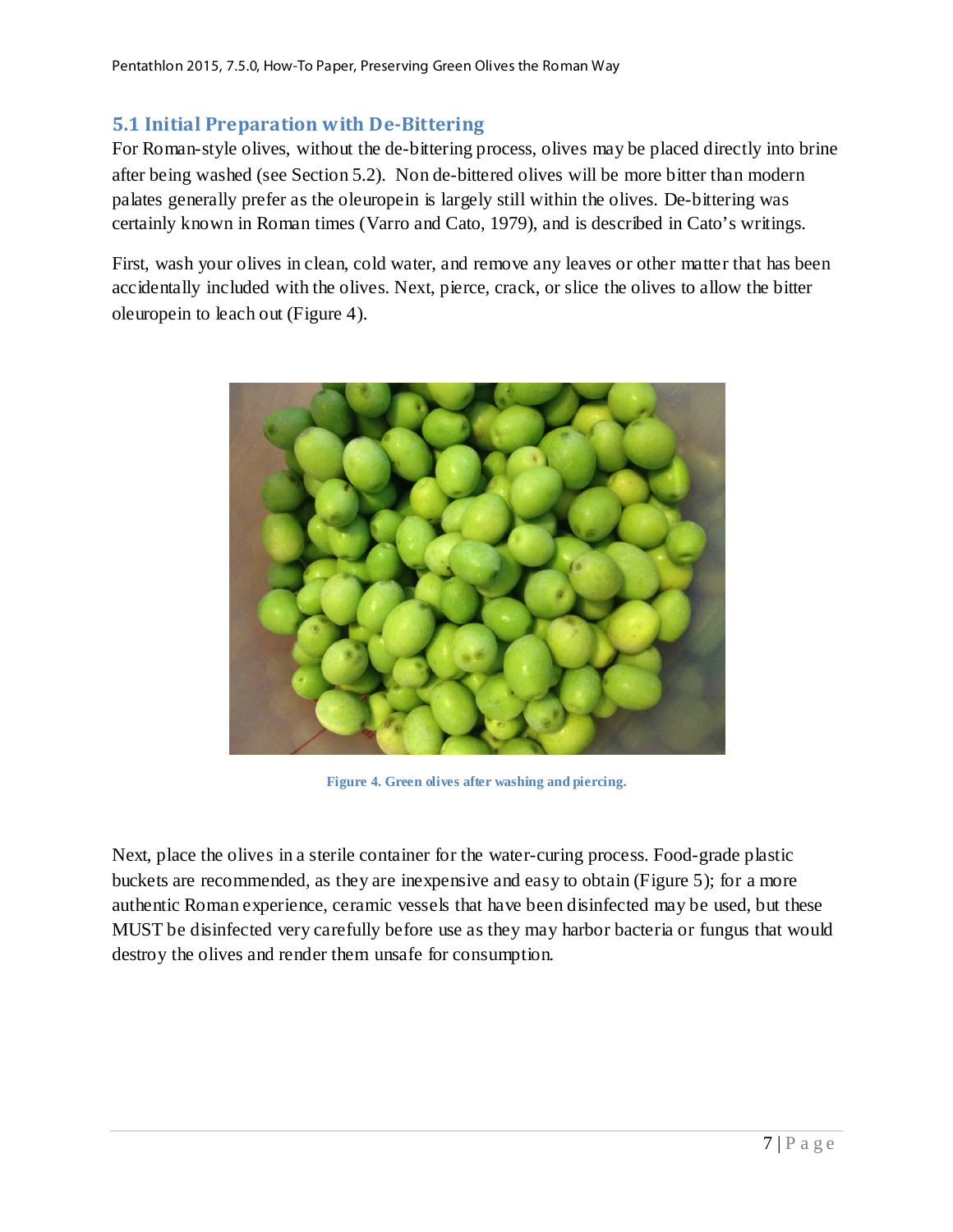## 5.1 Initial Preparation with De-Bittering

For Roman-style olives, without the de-bittering process, olives may be placed directly into brine after being washed (see Section 5.2). Non de-bittered olives will be more bitter than modern palates generally prefer as the oleuropein is largely still within the olives. De-bittering was certainly known in Roman times (Varro and Cato, 1979), and is described in Cato's writings.

First, wash your olives in clean, cold water, and remove any leaves or other matter that has been accidentally included with the olives. Next, pierce, crack, or slice the olives to allow the bitter oleuropein to leach out (Figure 4).

**Figure 4. Green olives after washing and piercing.**

Next, place the olives in a sterile container for the water-curing process. Food-grade plastic buckets are recommended, as they are inexpensive and easy to obtain (Figure 5); for a more authentic Roman experience, ceramic vessels that have been disinfected may be used, but these MUST be disinfected very carefully before use as they may harbor bacteria or fungus that would destroy the olives and render them unsafe for consumption.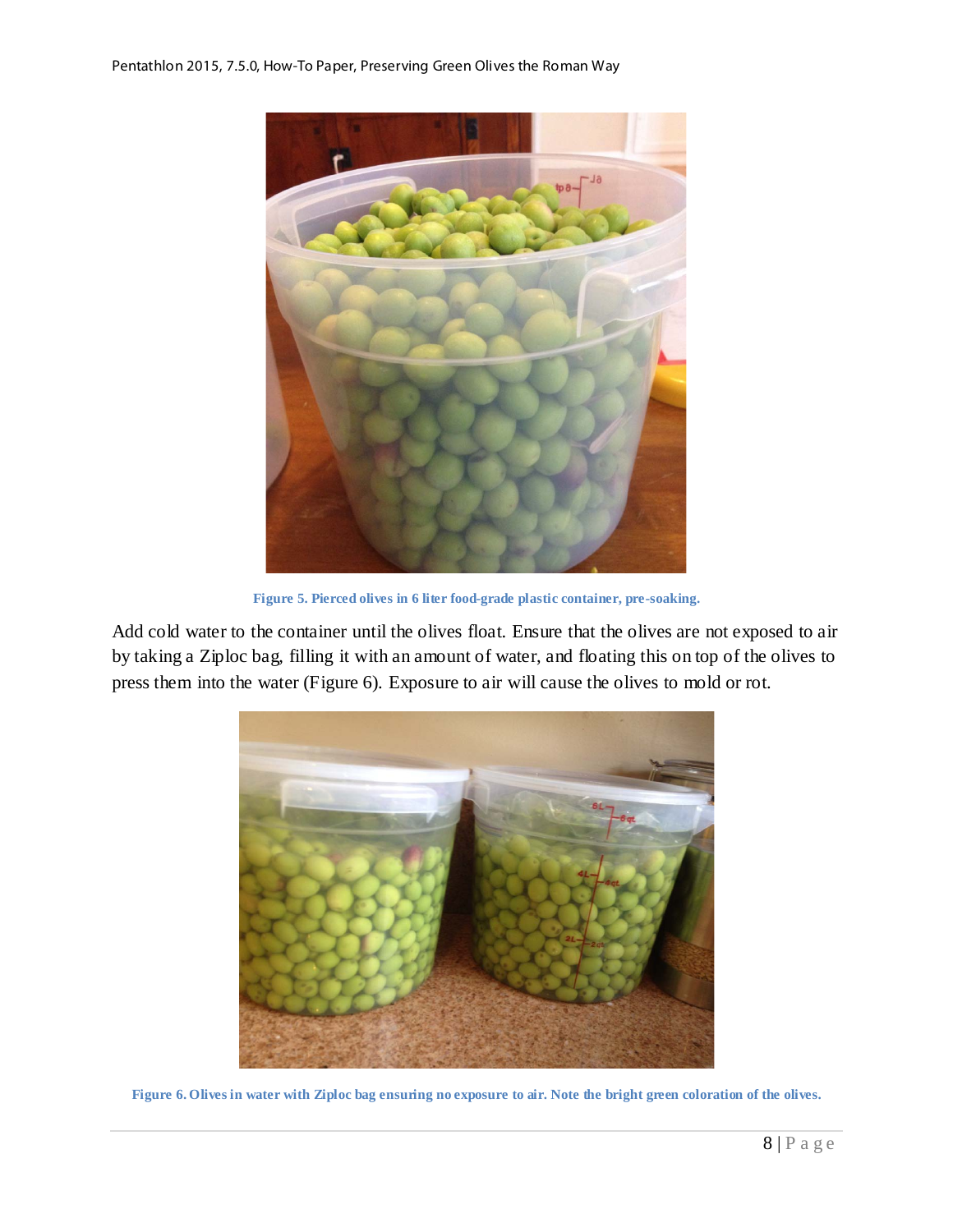Figure 5. Pierced olives in 6 liter food-grade plastic container, pre-soaking.

Add cold water to the container until the olives float. Ensure that the olives are not exposed to air by taking a Ziploc bag, filling it with an amount of water, and floating this on top of the olives to press them into the water (Figure 6). Exposure to air will cause the olives to mold or rot.

Figure 6. Olives in water with Ziploc bag ensuring no exposure to air. Note the bright green coloration of the olives.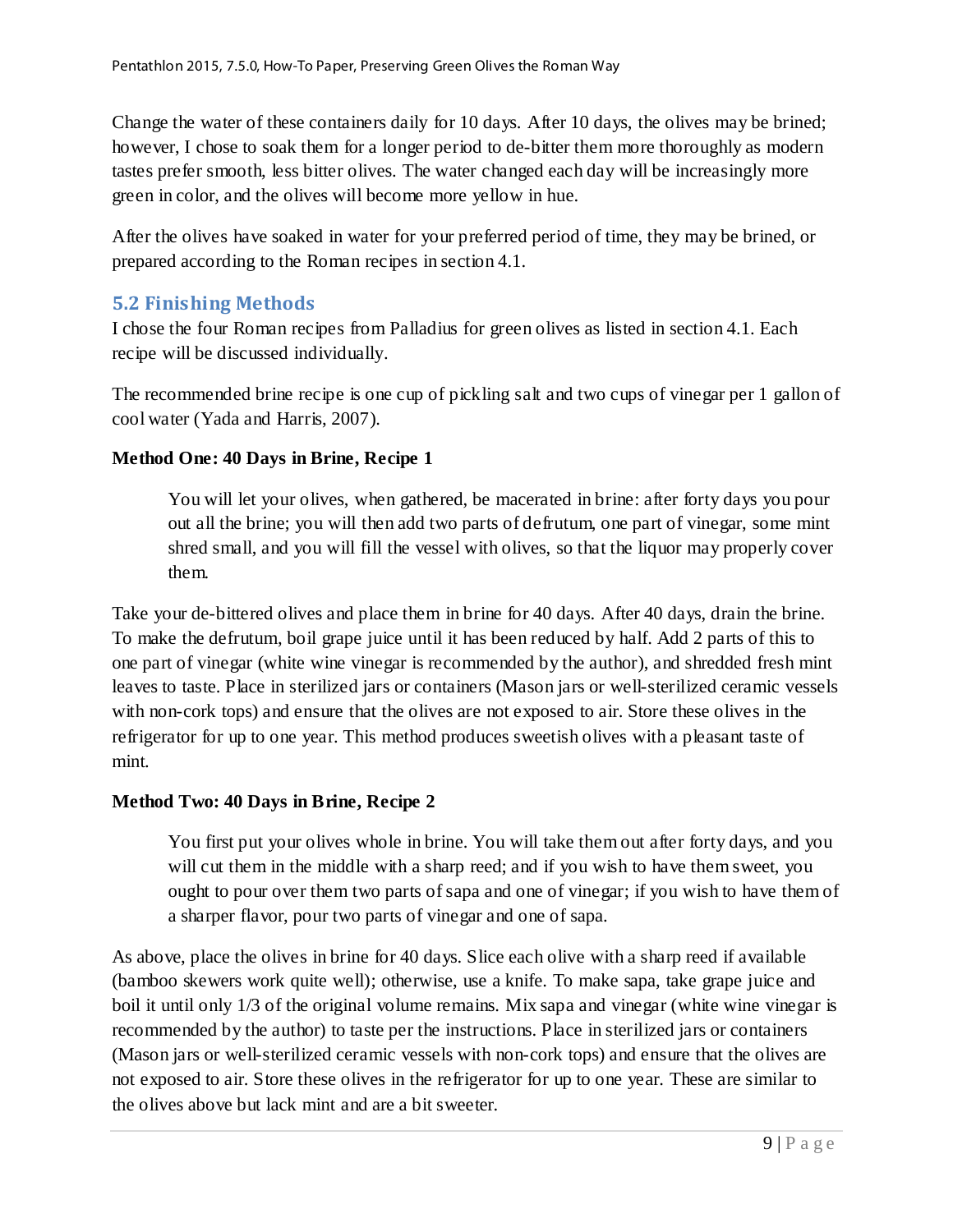Change the water of these containers daily for 10 days. After 10 days, the olives may be brined; however, I chose to soak them for a longer period to de-bitter them more thoroughly as modern tastes prefer smooth, less bitter olives. The water changed each day will be increasingly more green in color, and the olives will become more yellow in hue.

After the olives have soaked in water for your preferred period of time, they may be brined, or prepared according to the Roman recipes in section 4.1.

## 5.2 Finishing Methods

I chose the four Roman recipes from Palladius for green olives as listed in section 4.1. Each recipe will be discussed individually.

The recommended brine recipe is one cup of pickling salt and two cups of vinegar per 1 gallon of cool water (Yada and Harris, 2007).

**Method One: 40 Days in Brine, Recipe 1**

> You will let your olives, when gathered, be macerated in brine: after forty days you pour out all the brine; you will then add two parts of defrutum, one part of vinegar, some mint shred small, and you will fill the vessel with olives, so that the liquor may properly cover them.

Take your de-bittered olives and place them in brine for 40 days. After 40 days, drain the brine. To make the defrutum, boil grape juice until it has been reduced by half. Add 2 parts of this to one part of vinegar (white wine vinegar is recommended by the author), and shredded fresh mint leaves to taste. Place in sterilized jars or containers (Mason jars or well-sterilized ceramic vessels with non-cork tops) and ensure that the olives are not exposed to air. Store these olives in the refrigerator for up to one year. This method produces sweetish olives with a pleasant taste of mint.

**Method Two: 40 Days in Brine, Recipe 2**

> You first put your olives whole in brine. You will take them out after forty days, and you will cut them in the middle with a sharp reed; and if you wish to have them sweet, you ought to pour over them two parts of sapa and one of vinegar; if you wish to have them of a sharper flavor, pour two parts of vinegar and one of sapa.

As above, place the olives in brine for 40 days. Slice each olive with a sharp reed if available (bamboo skewers work quite well); otherwise, use a knife. To make sapa, take grape juice and boil it until only 1/3 of the original volume remains. Mix sapa and vinegar (white wine vinegar is recommended by the author) to taste per the instructions. Place in sterilized jars or containers (Mason jars or well-sterilized ceramic vessels with non-cork tops) and ensure that the olives are not exposed to air. Store these olives in the refrigerator for up to one year. These are similar to the olives above but lack mint and are a bit sweeter.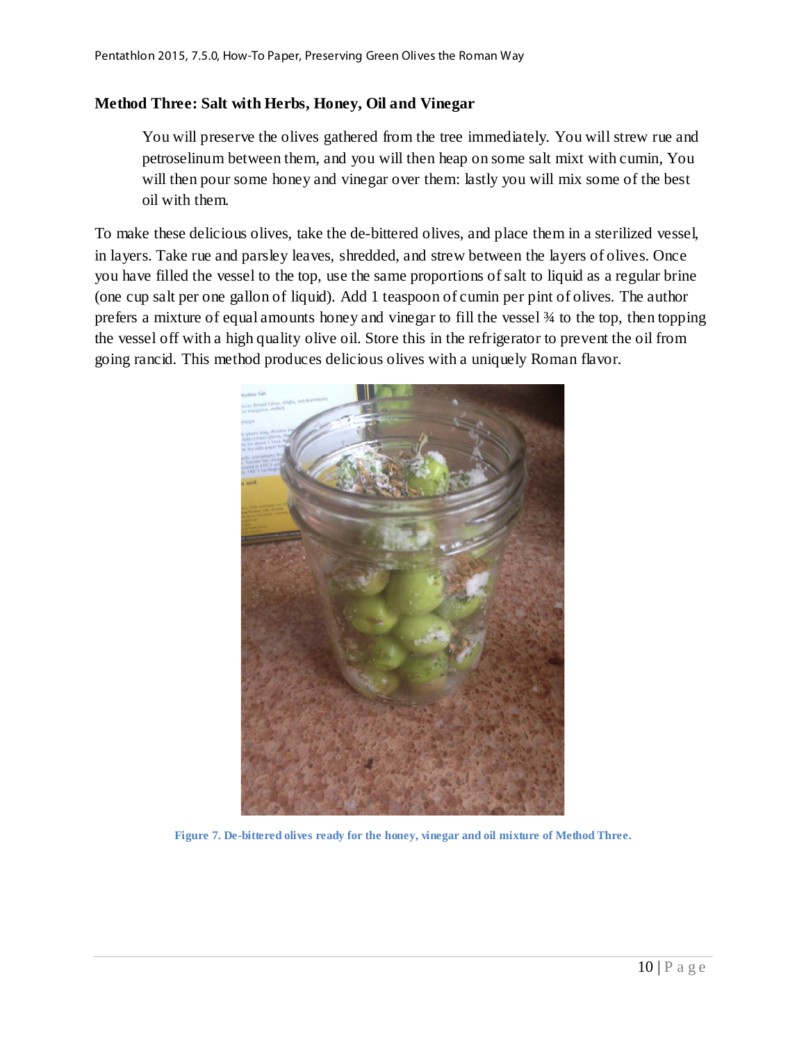### Method Three: Salt with Herbs, Honey, Oil and Vinegar

> You will preserve the olives gathered from the tree immediately. You will strew rue and petroselinum between them, and you will then heap on some salt mixt with cumin, You will then pour some honey and vinegar over them: lastly you will mix some of the best oil with them.

To make these delicious olives, take the de-bittered olives, and place them in a sterilized vessel, in layers. Take rue and parsley leaves, shredded, and strew between the layers of olives. Once you have filled the vessel to the top, use the same proportions of salt to liquid as a regular brine (one cup salt per one gallon of liquid). Add 1 teaspoon of cumin per pint of olives. The author prefers a mixture of equal amounts honey and vinegar to fill the vessel ¾ to the top, then topping the vessel off with a high quality olive oil. Store this in the refrigerator to prevent the oil from going rancid. This method produces delicious olives with a uniquely Roman flavor.

Figure 7. De-bittered olives ready for the honey, vinegar and oil mixture of Method Three.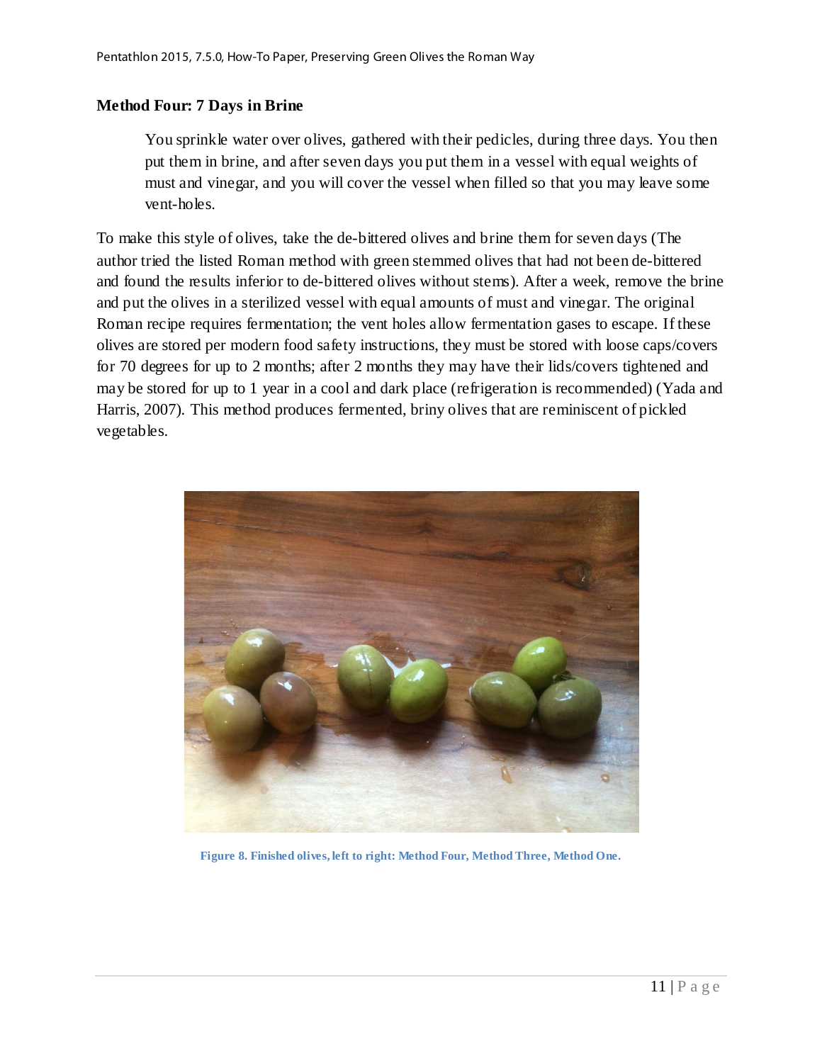### Method Four: 7 Days in Brine

> You sprinkle water over olives, gathered with their pedicles, during three days. You then put them in brine, and after seven days you put them in a vessel with equal weights of must and vinegar, and you will cover the vessel when filled so that you may leave some vent-holes.

To make this style of olives, take the de-bittered olives and brine them for seven days (The author tried the listed Roman method with green stemmed olives that had not been de-bittered and found the results inferior to de-bittered olives without stems). After a week, remove the brine and put the olives in a sterilized vessel with equal amounts of must and vinegar. The original Roman recipe requires fermentation; the vent holes allow fermentation gases to escape. If these olives are stored per modern food safety instructions, they must be stored with loose caps/covers for 70 degrees for up to 2 months; after 2 months they may have their lids/covers tightened and may be stored for up to 1 year in a cool and dark place (refrigeration is recommended) (Yada and Harris, 2007). This method produces fermented, briny olives that are reminiscent of pickled vegetables.

Figure 8. Finished olives, left to right: Method Four, Method Three, Method One.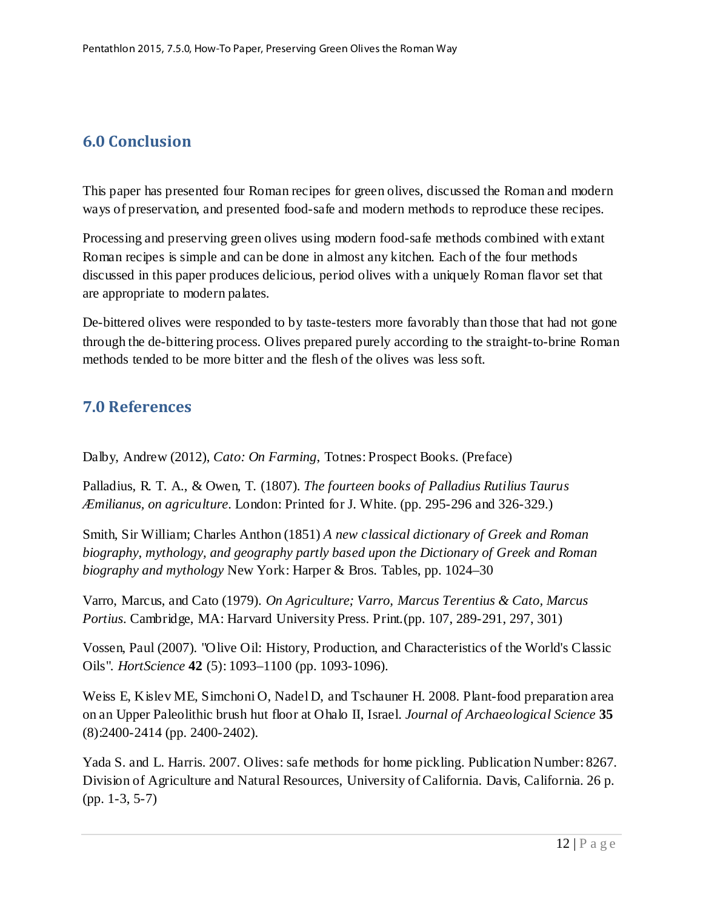## 6.0 Conclusion

This paper has presented four Roman recipes for green olives, discussed the Roman and modern ways of preservation, and presented food-safe and modern methods to reproduce these recipes.

Processing and preserving green olives using modern food-safe methods combined with extant Roman recipes is simple and can be done in almost any kitchen. Each of the four methods discussed in this paper produces delicious, period olives with a uniquely Roman flavor set that are appropriate to modern palates.

De-bittered olives were responded to by taste-testers more favorably than those that had not gone through the de-bittering process. Olives prepared purely according to the straight-to-brine Roman methods tended to be more bitter and the flesh of the olives was less soft.

## 7.0 References

Dalby, Andrew (2012), *Cato: On Farming*, Totnes: Prospect Books. (Preface)

Palladius, R. T. A., & Owen, T. (1807). *The fourteen books of Palladius Rutilius Taurus Æmilianus, on agriculture*. London: Printed for J. White. (pp. 295-296 and 326-329.)

Smith, Sir William; Charles Anthon (1851) *A new classical dictionary of Greek and Roman biography, mythology, and geography partly based upon the Dictionary of Greek and Roman biography and mythology* New York: Harper & Bros. Tables, pp. 1024–30

Varro, Marcus, and Cato (1979). *On Agriculture; Varro, Marcus Terentius & Cato, Marcus Portius*. Cambridge, MA: Harvard University Press. Print.(pp. 107, 289-291, 297, 301)

Vossen, Paul (2007). "Olive Oil: History, Production, and Characteristics of the World's Classic Oils". *HortScience* **42** (5): 1093–1100 (pp. 1093-1096).

Weiss E, Kislev ME, Simchoni O, Nadel D, and Tschauner H. 2008. Plant-food preparation area on an Upper Paleolithic brush hut floor at Ohalo II, Israel. *Journal of Archaeological Science* **35** (8):2400-2414 (pp. 2400-2402).

Yada S. and L. Harris. 2007. Olives: safe methods for home pickling. Publication Number: 8267. Division of Agriculture and Natural Resources, University of California. Davis, California. 26 p. (pp. 1-3, 5-7)